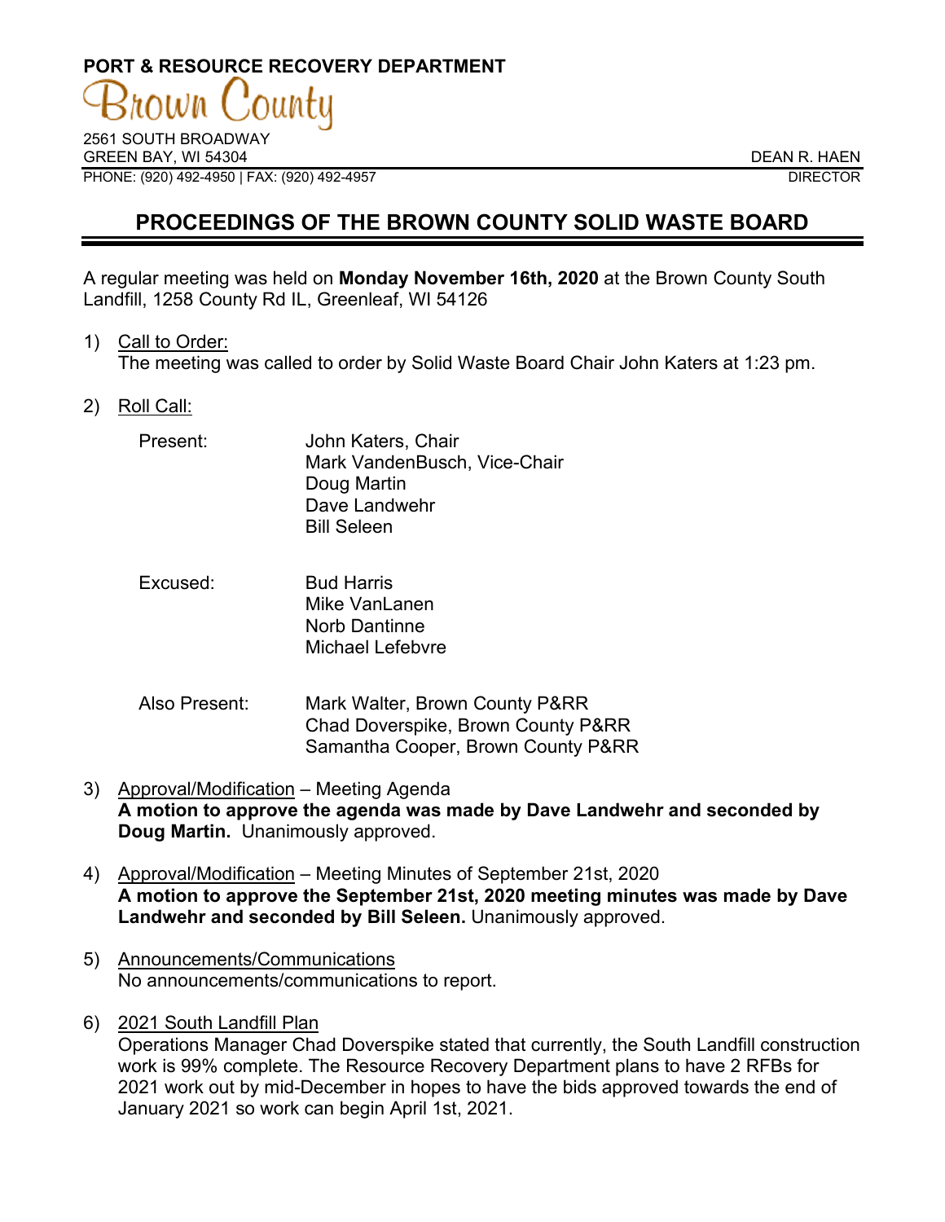**PORT & RESOURCE RECOVERY DEPARTMENT**

Brown County

2561 SOUTH BROADWAY
GREEN BAY, WI 54304
PHONE: (920) 492-4950 | FAX: (920) 492-4957

DEAN R. HAEN
DIRECTOR

# PROCEEDINGS OF THE BROWN COUNTY SOLID WASTE BOARD

A regular meeting was held on **Monday November 16th, 2020** at the Brown County South Landfill, 1258 County Rd IL, Greenleaf, WI 54126

1) Call to Order:
The meeting was called to order by Solid Waste Board Chair John Katers at 1:23 pm.

2) Roll Call:

| | |
|---|---|
| Present: | John Katers, Chair<br>Mark VandenBusch, Vice-Chair<br>Doug Martin<br>Dave Landwehr<br>Bill Seleen |
| Excused: | Bud Harris<br>Mike VanLanen<br>Norb Dantinne<br>Michael Lefebvre |
| Also Present: | Mark Walter, Brown County P&RR<br>Chad Doverspike, Brown County P&RR<br>Samantha Cooper, Brown County P&RR |

3) Approval/Modification – Meeting Agenda
**A motion to approve the agenda was made by Dave Landwehr and seconded by Doug Martin.** Unanimously approved.

4) Approval/Modification – Meeting Minutes of September 21st, 2020
**A motion to approve the September 21st, 2020 meeting minutes was made by Dave Landwehr and seconded by Bill Seleen.** Unanimously approved.

5) Announcements/Communications
No announcements/communications to report.

6) 2021 South Landfill Plan
Operations Manager Chad Doverspike stated that currently, the South Landfill construction work is 99% complete. The Resource Recovery Department plans to have 2 RFBs for 2021 work out by mid-December in hopes to have the bids approved towards the end of January 2021 so work can begin April 1st, 2021.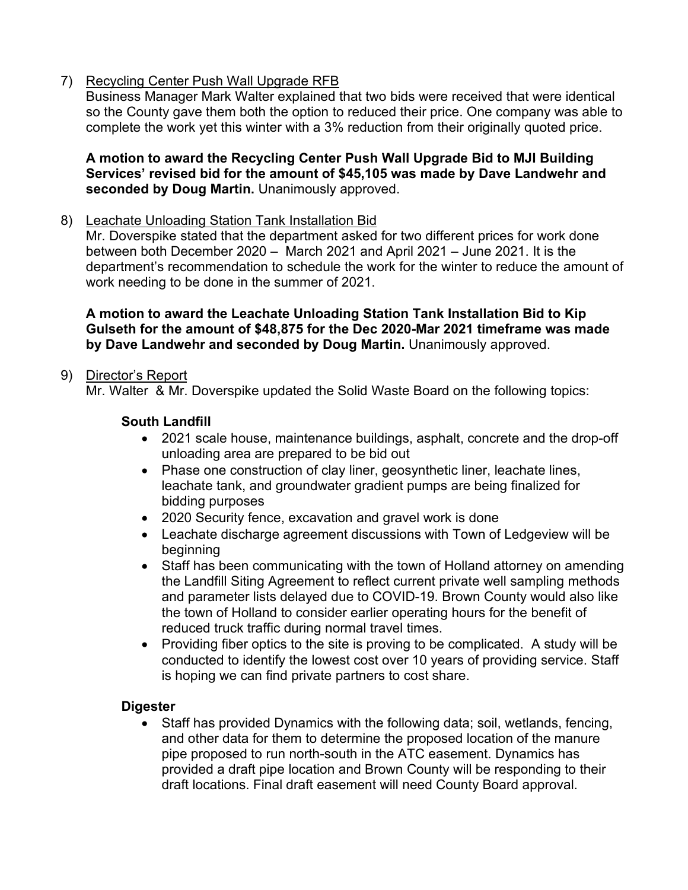7) <u>Recycling Center Push Wall Upgrade RFB</u>

Business Manager Mark Walter explained that two bids were received that were identical so the County gave them both the option to reduced their price. One company was able to complete the work yet this winter with a 3% reduction from their originally quoted price.

**A motion to award the Recycling Center Push Wall Upgrade Bid to MJI Building Services' revised bid for the amount of $45,105 was made by Dave Landwehr and seconded by Doug Martin.** Unanimously approved.

8) <u>Leachate Unloading Station Tank Installation Bid</u>

Mr. Doverspike stated that the department asked for two different prices for work done between both December 2020 – March 2021 and April 2021 – June 2021. It is the department's recommendation to schedule the work for the winter to reduce the amount of work needing to be done in the summer of 2021.

**A motion to award the Leachate Unloading Station Tank Installation Bid to Kip Gulseth for the amount of $48,875 for the Dec 2020-Mar 2021 timeframe was made by Dave Landwehr and seconded by Doug Martin.** Unanimously approved.

9) <u>Director's Report</u>

Mr. Walter & Mr. Doverspike updated the Solid Waste Board on the following topics:

**South Landfill**

- 2021 scale house, maintenance buildings, asphalt, concrete and the drop-off unloading area are prepared to be bid out
- Phase one construction of clay liner, geosynthetic liner, leachate lines, leachate tank, and groundwater gradient pumps are being finalized for bidding purposes
- 2020 Security fence, excavation and gravel work is done
- Leachate discharge agreement discussions with Town of Ledgeview will be beginning
- Staff has been communicating with the town of Holland attorney on amending the Landfill Siting Agreement to reflect current private well sampling methods and parameter lists delayed due to COVID-19. Brown County would also like the town of Holland to consider earlier operating hours for the benefit of reduced truck traffic during normal travel times.
- Providing fiber optics to the site is proving to be complicated. A study will be conducted to identify the lowest cost over 10 years of providing service. Staff is hoping we can find private partners to cost share.

**Digester**

- Staff has provided Dynamics with the following data; soil, wetlands, fencing, and other data for them to determine the proposed location of the manure pipe proposed to run north-south in the ATC easement. Dynamics has provided a draft pipe location and Brown County will be responding to their draft locations. Final draft easement will need County Board approval.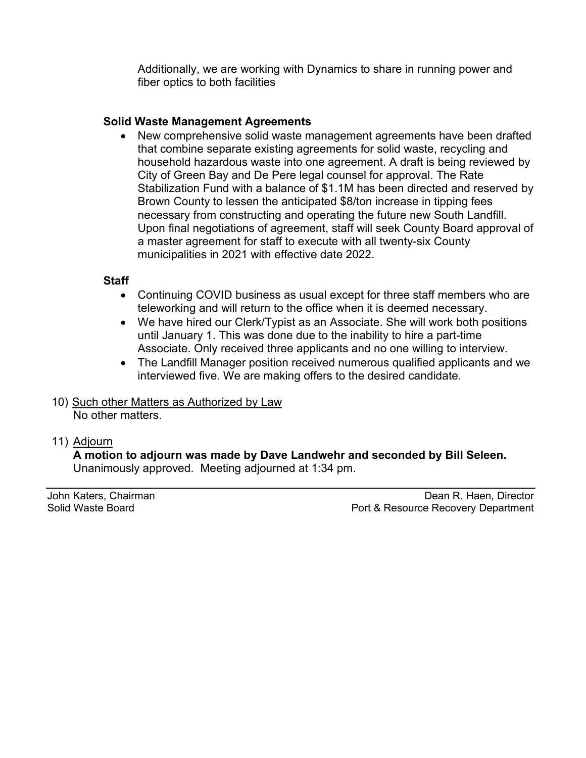Additionally, we are working with Dynamics to share in running power and fiber optics to both facilities

**Solid Waste Management Agreements**

- New comprehensive solid waste management agreements have been drafted that combine separate existing agreements for solid waste, recycling and household hazardous waste into one agreement. A draft is being reviewed by City of Green Bay and De Pere legal counsel for approval. The Rate Stabilization Fund with a balance of $1.1M has been directed and reserved by Brown County to lessen the anticipated $8/ton increase in tipping fees necessary from constructing and operating the future new South Landfill. Upon final negotiations of agreement, staff will seek County Board approval of a master agreement for staff to execute with all twenty-six County municipalities in 2021 with effective date 2022.

**Staff**

- Continuing COVID business as usual except for three staff members who are teleworking and will return to the office when it is deemed necessary.
- We have hired our Clerk/Typist as an Associate. She will work both positions until January 1. This was done due to the inability to hire a part-time Associate. Only received three applicants and no one willing to interview.
- The Landfill Manager position received numerous qualified applicants and we interviewed five. We are making offers to the desired candidate.

10) Such other Matters as Authorized by Law

No other matters.

11) Adjourn

**A motion to adjourn was made by Dave Landwehr and seconded by Bill Seleen.** Unanimously approved. Meeting adjourned at 1:34 pm.

John Katers, Chairman
Solid Waste Board

Dean R. Haen, Director
Port & Resource Recovery Department